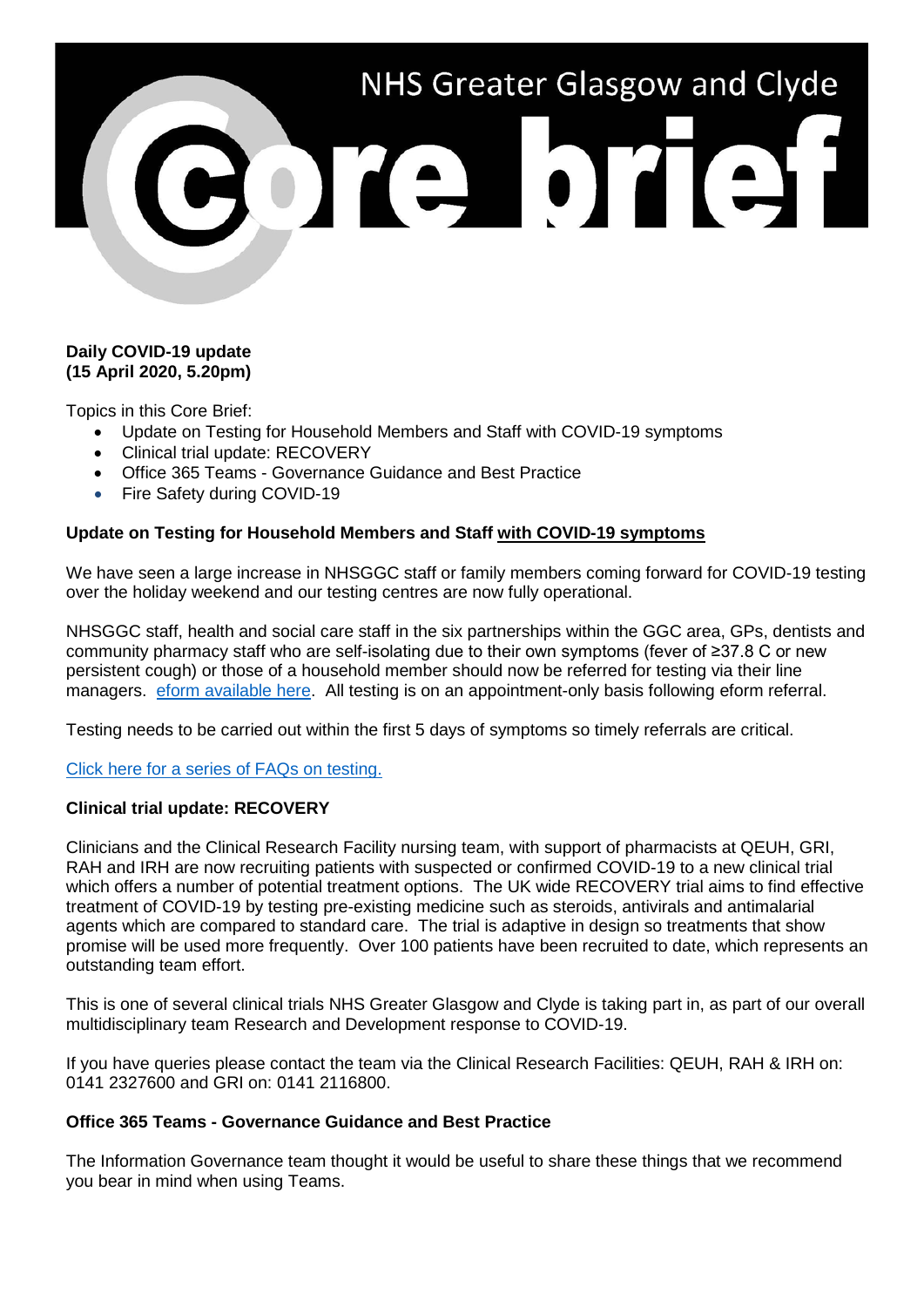# NHS Greater Glasgow and Clyde Core brief

**Daily COVID-19 update**
**(15 April 2020, 5.20pm)**

Topics in this Core Brief:

- Update on Testing for Household Members and Staff with COVID-19 symptoms
- Clinical trial update: RECOVERY
- Office 365 Teams - Governance Guidance and Best Practice
- Fire Safety during COVID-19

## Update on Testing for Household Members and Staff with COVID-19 symptoms

We have seen a large increase in NHSGGC staff or family members coming forward for COVID-19 testing over the holiday weekend and our testing centres are now fully operational.

NHSGGC staff, health and social care staff in the six partnerships within the GGC area, GPs, dentists and community pharmacy staff who are self-isolating due to their own symptoms (fever of ≥37.8 C or new persistent cough) or those of a household member should now be referred for testing via their line managers. eform available here. All testing is on an appointment-only basis following eform referral.

Testing needs to be carried out within the first 5 days of symptoms so timely referrals are critical.

Click here for a series of FAQs on testing.

## Clinical trial update: RECOVERY

Clinicians and the Clinical Research Facility nursing team, with support of pharmacists at QEUH, GRI, RAH and IRH are now recruiting patients with suspected or confirmed COVID-19 to a new clinical trial which offers a number of potential treatment options. The UK wide RECOVERY trial aims to find effective treatment of COVID-19 by testing pre-existing medicine such as steroids, antivirals and antimalarial agents which are compared to standard care. The trial is adaptive in design so treatments that show promise will be used more frequently. Over 100 patients have been recruited to date, which represents an outstanding team effort.

This is one of several clinical trials NHS Greater Glasgow and Clyde is taking part in, as part of our overall multidisciplinary team Research and Development response to COVID-19.

If you have queries please contact the team via the Clinical Research Facilities: QEUH, RAH & IRH on: 0141 2327600 and GRI on: 0141 2116800.

## Office 365 Teams - Governance Guidance and Best Practice

The Information Governance team thought it would be useful to share these things that we recommend you bear in mind when using Teams.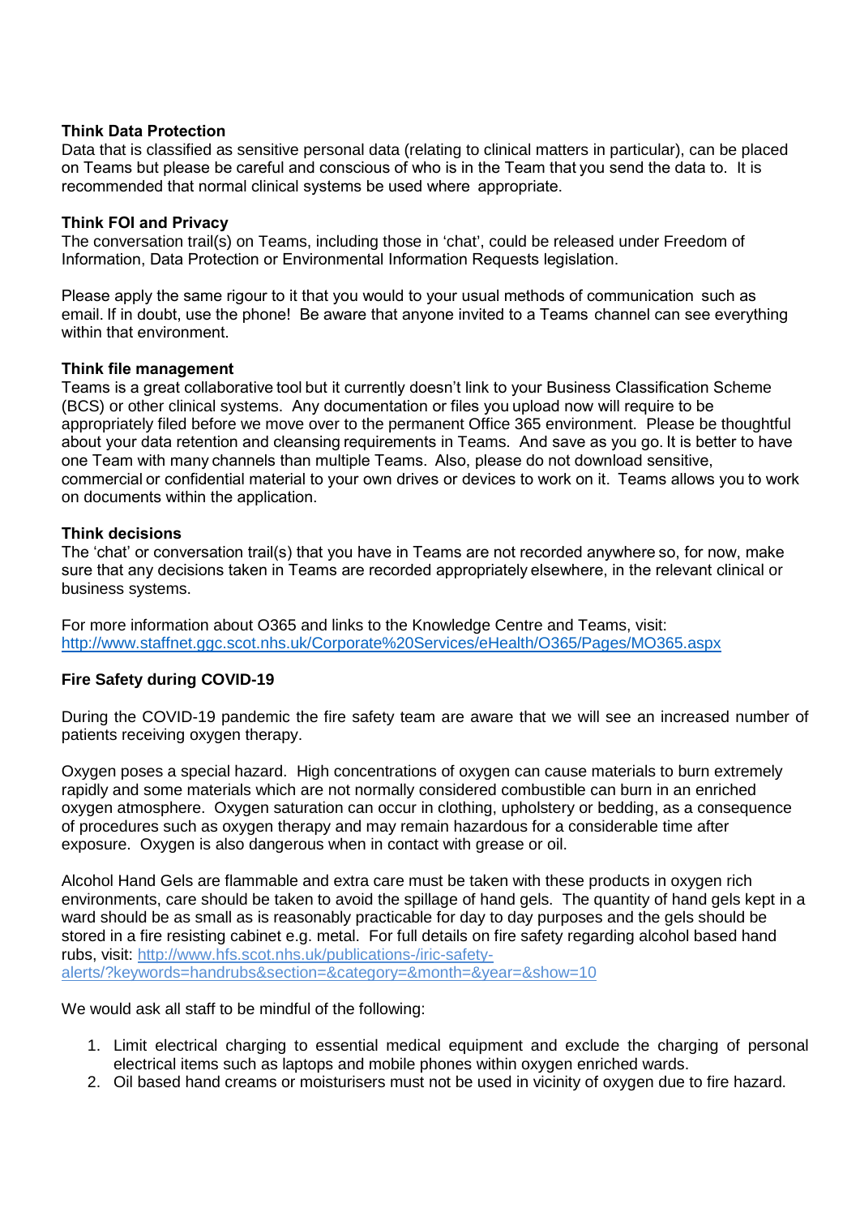**Think Data Protection**

Data that is classified as sensitive personal data (relating to clinical matters in particular), can be placed on Teams but please be careful and conscious of who is in the Team that you send the data to. It is recommended that normal clinical systems be used where appropriate.

**Think FOI and Privacy**

The conversation trail(s) on Teams, including those in 'chat', could be released under Freedom of Information, Data Protection or Environmental Information Requests legislation.

Please apply the same rigour to it that you would to your usual methods of communication such as email. If in doubt, use the phone! Be aware that anyone invited to a Teams channel can see everything within that environment.

**Think file management**

Teams is a great collaborative tool but it currently doesn't link to your Business Classification Scheme (BCS) or other clinical systems. Any documentation or files you upload now will require to be appropriately filed before we move over to the permanent Office 365 environment. Please be thoughtful about your data retention and cleansing requirements in Teams. And save as you go. It is better to have one Team with many channels than multiple Teams. Also, please do not download sensitive, commercial or confidential material to your own drives or devices to work on it. Teams allows you to work on documents within the application.

**Think decisions**

The 'chat' or conversation trail(s) that you have in Teams are not recorded anywhere so, for now, make sure that any decisions taken in Teams are recorded appropriately elsewhere, in the relevant clinical or business systems.

For more information about O365 and links to the Knowledge Centre and Teams, visit: [http://www.staffnet.ggc.scot.nhs.uk/Corporate%20Services/eHealth/O365/Pages/MO365.aspx](http://www.staffnet.ggc.scot.nhs.uk/Corporate%20Services/eHealth/O365/Pages/MO365.aspx)

**Fire Safety during COVID-19**

During the COVID-19 pandemic the fire safety team are aware that we will see an increased number of patients receiving oxygen therapy.

Oxygen poses a special hazard. High concentrations of oxygen can cause materials to burn extremely rapidly and some materials which are not normally considered combustible can burn in an enriched oxygen atmosphere. Oxygen saturation can occur in clothing, upholstery or bedding, as a consequence of procedures such as oxygen therapy and may remain hazardous for a considerable time after exposure. Oxygen is also dangerous when in contact with grease or oil.

Alcohol Hand Gels are flammable and extra care must be taken with these products in oxygen rich environments, care should be taken to avoid the spillage of hand gels. The quantity of hand gels kept in a ward should be as small as is reasonably practicable for day to day purposes and the gels should be stored in a fire resisting cabinet e.g. metal. For full details on fire safety regarding alcohol based hand rubs, visit: [http://www.hfs.scot.nhs.uk/publications-/iric-safety-alerts/?keywords=handrubs&section=&category=&month=&year=&show=10](http://www.hfs.scot.nhs.uk/publications-/iric-safety-alerts/?keywords=handrubs&section=&category=&month=&year=&show=10)

We would ask all staff to be mindful of the following:

1. Limit electrical charging to essential medical equipment and exclude the charging of personal electrical items such as laptops and mobile phones within oxygen enriched wards.
2. Oil based hand creams or moisturisers must not be used in vicinity of oxygen due to fire hazard.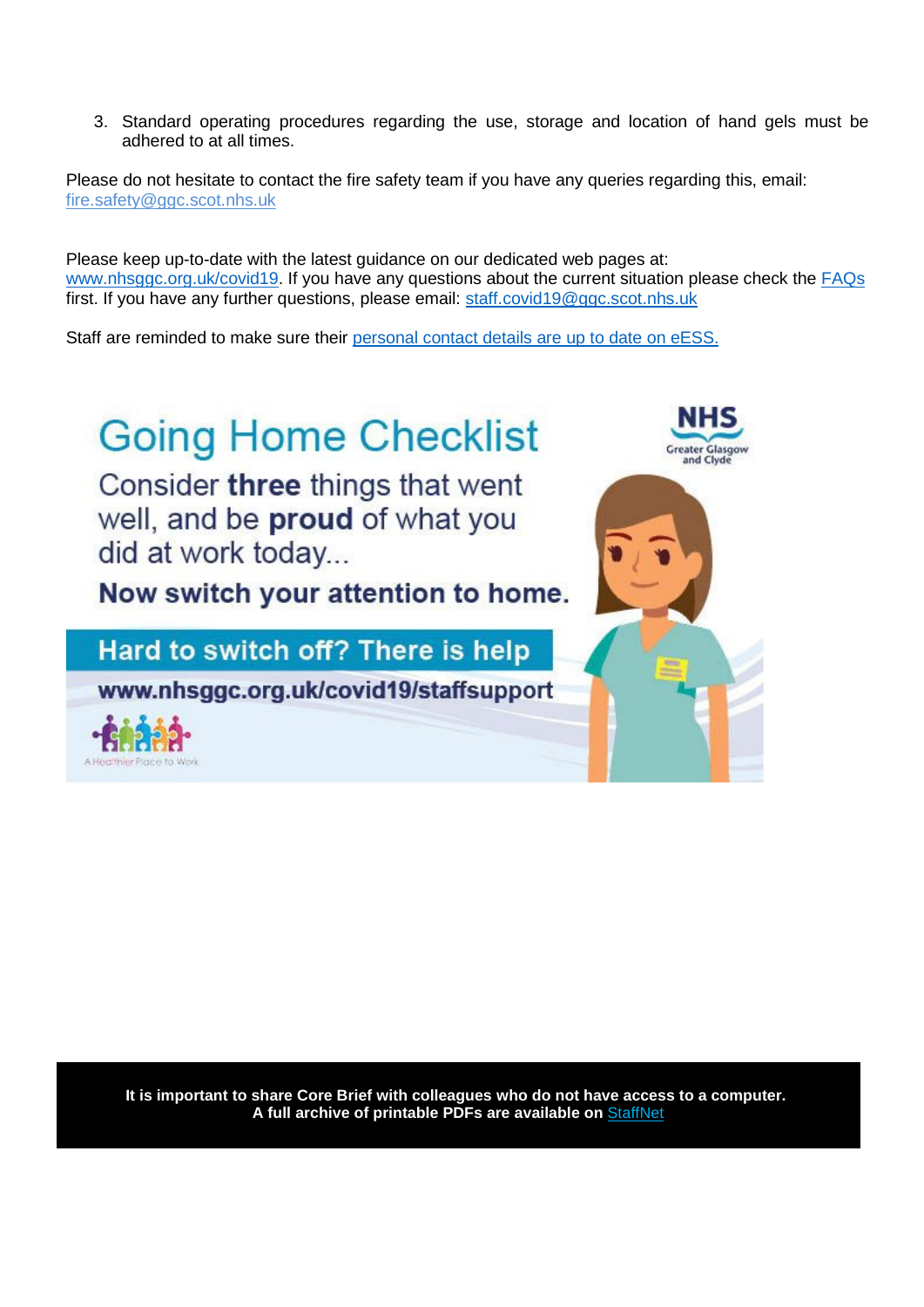3. Standard operating procedures regarding the use, storage and location of hand gels must be adhered to at all times.

Please do not hesitate to contact the fire safety team if you have any queries regarding this, email: fire.safety@ggc.scot.nhs.uk

Please keep up-to-date with the latest guidance on our dedicated web pages at: www.nhsggc.org.uk/covid19. If you have any questions about the current situation please check the FAQs first. If you have any further questions, please email: staff.covid19@ggc.scot.nhs.uk

Staff are reminded to make sure their personal contact details are up to date on eESS.

# Going Home Checklist

NHS Greater Glasgow and Clyde

Consider **three** things that went well, and be **proud** of what you did at work today...

**Now switch your attention to home.**

**Hard to switch off? There is help**

**www.nhsggc.org.uk/covid19/staffsupport**

A Healthier Place to Work

**It is important to share Core Brief with colleagues who do not have access to a computer.**
**A full archive of printable PDFs are available on** StaffNet